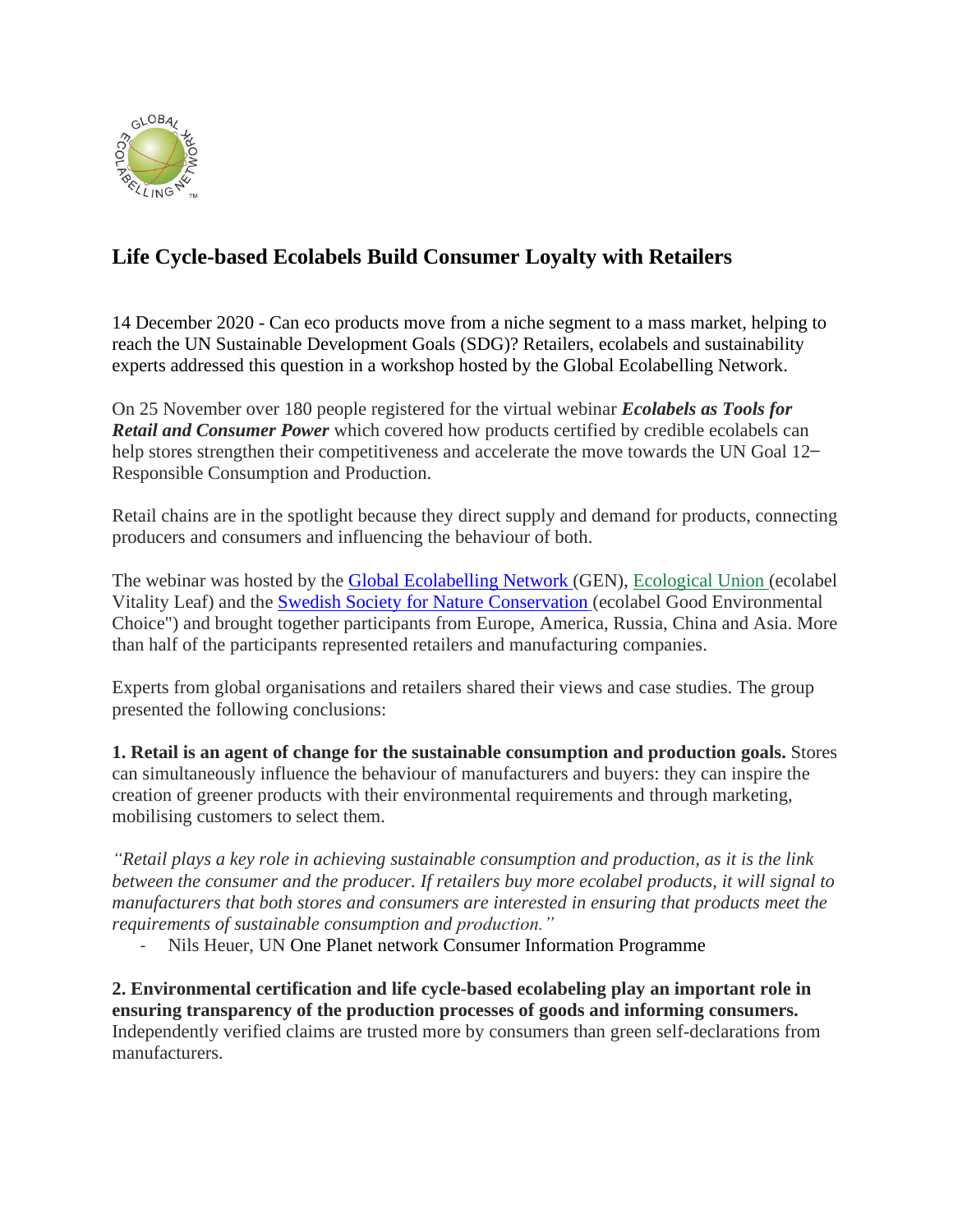# Life Cycle-based Ecolabels Build Consumer Loyalty with Retailers

14 December 2020 - Can eco products move from a niche segment to a mass market, helping to reach the UN Sustainable Development Goals (SDG)? Retailers, ecolabels and sustainability experts addressed this question in a workshop hosted by the Global Ecolabelling Network.

On 25 November over 180 people registered for the virtual webinar ***Ecolabels as Tools for Retail and Consumer Power*** which covered how products certified by credible ecolabels can help stores strengthen their competitiveness and accelerate the move towards the UN Goal 12– Responsible Consumption and Production.

Retail chains are in the spotlight because they direct supply and demand for products, connecting producers and consumers and influencing the behaviour of both.

The webinar was hosted by the Global Ecolabelling Network (GEN), Ecological Union (ecolabel Vitality Leaf) and the Swedish Society for Nature Conservation (ecolabel Good Environmental Choice") and brought together participants from Europe, America, Russia, China and Asia. More than half of the participants represented retailers and manufacturing companies.

Experts from global organisations and retailers shared their views and case studies. The group presented the following conclusions:

**1. Retail is an agent of change for the sustainable consumption and production goals.** Stores can simultaneously influence the behaviour of manufacturers and buyers: they can inspire the creation of greener products with their environmental requirements and through marketing, mobilising customers to select them.

*"Retail plays a key role in achieving sustainable consumption and production, as it is the link between the consumer and the producer. If retailers buy more ecolabel products, it will signal to manufacturers that both stores and consumers are interested in ensuring that products meet the requirements of sustainable consumption and production."*

- Nils Heuer, UN One Planet network Consumer Information Programme

**2. Environmental certification and life cycle-based ecolabeling play an important role in ensuring transparency of the production processes of goods and informing consumers.** Independently verified claims are trusted more by consumers than green self-declarations from manufacturers.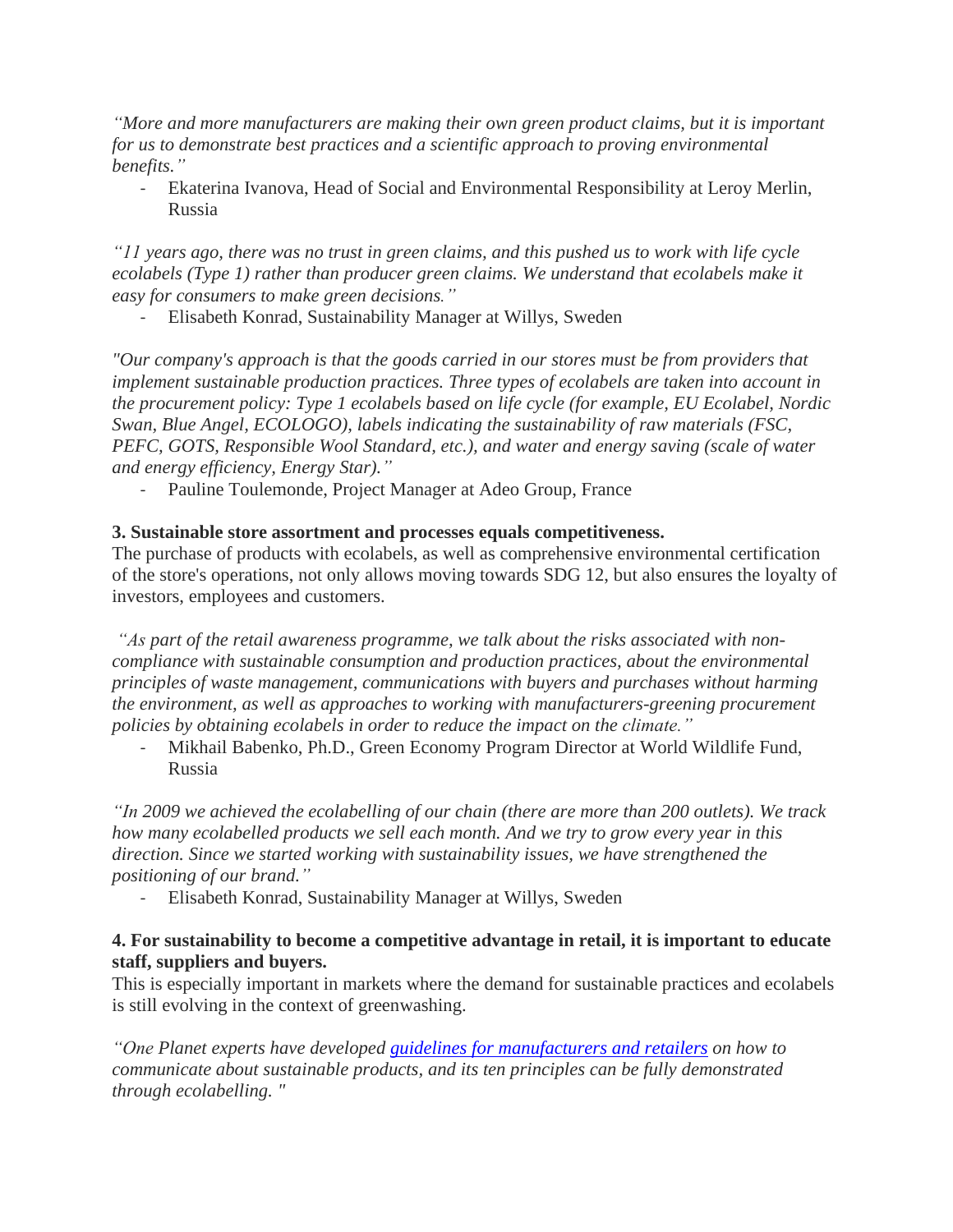*"More and more manufacturers are making their own green product claims, but it is important for us to demonstrate best practices and a scientific approach to proving environmental benefits."*

- Ekaterina Ivanova, Head of Social and Environmental Responsibility at Leroy Merlin, Russia

*"11 years ago, there was no trust in green claims, and this pushed us to work with life cycle ecolabels (Type 1) rather than producer green claims. We understand that ecolabels make it easy for consumers to make green decisions."*

- Elisabeth Konrad, Sustainability Manager at Willys, Sweden

*"Our company's approach is that the goods carried in our stores must be from providers that implement sustainable production practices. Three types of ecolabels are taken into account in the procurement policy: Type 1 ecolabels based on life cycle (for example, EU Ecolabel, Nordic Swan, Blue Angel, ECOLOGO), labels indicating the sustainability of raw materials (FSC, PEFC, GOTS, Responsible Wool Standard, etc.), and water and energy saving (scale of water and energy efficiency, Energy Star)."*

- Pauline Toulemonde, Project Manager at Adeo Group, France

**3. Sustainable store assortment and processes equals competitiveness.**

The purchase of products with ecolabels, as well as comprehensive environmental certification of the store's operations, not only allows moving towards SDG 12, but also ensures the loyalty of investors, employees and customers.

*"As part of the retail awareness programme, we talk about the risks associated with non-compliance with sustainable consumption and production practices, about the environmental principles of waste management, communications with buyers and purchases without harming the environment, as well as approaches to working with manufacturers-greening procurement policies by obtaining ecolabels in order to reduce the impact on the climate."*

- Mikhail Babenko, Ph.D., Green Economy Program Director at World Wildlife Fund, Russia

*"In 2009 we achieved the ecolabelling of our chain (there are more than 200 outlets). We track how many ecolabelled products we sell each month. And we try to grow every year in this direction. Since we started working with sustainability issues, we have strengthened the positioning of our brand."*

- Elisabeth Konrad, Sustainability Manager at Willys, Sweden

**4. For sustainability to become a competitive advantage in retail, it is important to educate staff, suppliers and buyers.**

This is especially important in markets where the demand for sustainable practices and ecolabels is still evolving in the context of greenwashing.

*"One Planet experts have developed guidelines for manufacturers and retailers on how to communicate about sustainable products, and its ten principles can be fully demonstrated through ecolabelling."*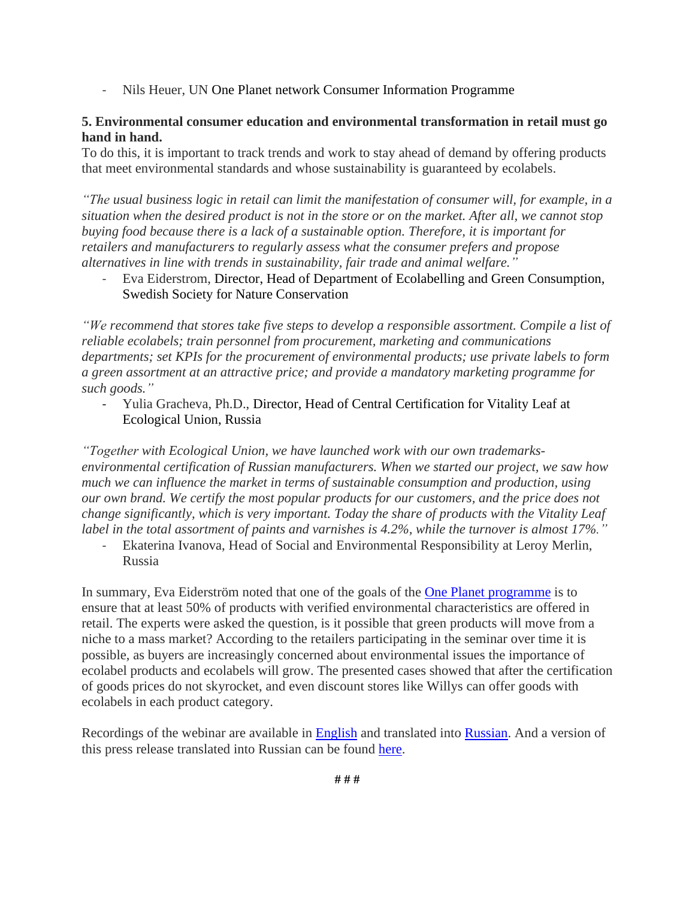- Nils Heuer, UN One Planet network Consumer Information Programme

**5. Environmental consumer education and environmental transformation in retail must go hand in hand.**

To do this, it is important to track trends and work to stay ahead of demand by offering products that meet environmental standards and whose sustainability is guaranteed by ecolabels.

*"The usual business logic in retail can limit the manifestation of consumer will, for example, in a situation when the desired product is not in the store or on the market. After all, we cannot stop buying food because there is a lack of a sustainable option. Therefore, it is important for retailers and manufacturers to regularly assess what the consumer prefers and propose alternatives in line with trends in sustainability, fair trade and animal welfare."*

- Eva Eiderstrom, Director, Head of Department of Ecolabelling and Green Consumption, Swedish Society for Nature Conservation

*"We recommend that stores take five steps to develop a responsible assortment. Compile a list of reliable ecolabels; train personnel from procurement, marketing and communications departments; set KPIs for the procurement of environmental products; use private labels to form a green assortment at an attractive price; and provide a mandatory marketing programme for such goods."*

- Yulia Gracheva, Ph.D., Director, Head of Central Certification for Vitality Leaf at Ecological Union, Russia

*"Together with Ecological Union, we have launched work with our own trademarks-environmental certification of Russian manufacturers. When we started our project, we saw how much we can influence the market in terms of sustainable consumption and production, using our own brand. We certify the most popular products for our customers, and the price does not change significantly, which is very important. Today the share of products with the Vitality Leaf label in the total assortment of paints and varnishes is 4.2%, while the turnover is almost 17%."*

- Ekaterina Ivanova, Head of Social and Environmental Responsibility at Leroy Merlin, Russia

In summary, Eva Eiderström noted that one of the goals of the [One Planet programme]() is to ensure that at least 50% of products with verified environmental characteristics are offered in retail. The experts were asked the question, is it possible that green products will move from a niche to a mass market? According to the retailers participating in the seminar over time it is possible, as buyers are increasingly concerned about environmental issues the importance of ecolabel products and ecolabels will grow. The presented cases showed that after the certification of goods prices do not skyrocket, and even discount stores like Willys can offer goods with ecolabels in each product category.

Recordings of the webinar are available in [English]() and translated into [Russian](). And a version of this press release translated into Russian can be found [here]().

# # #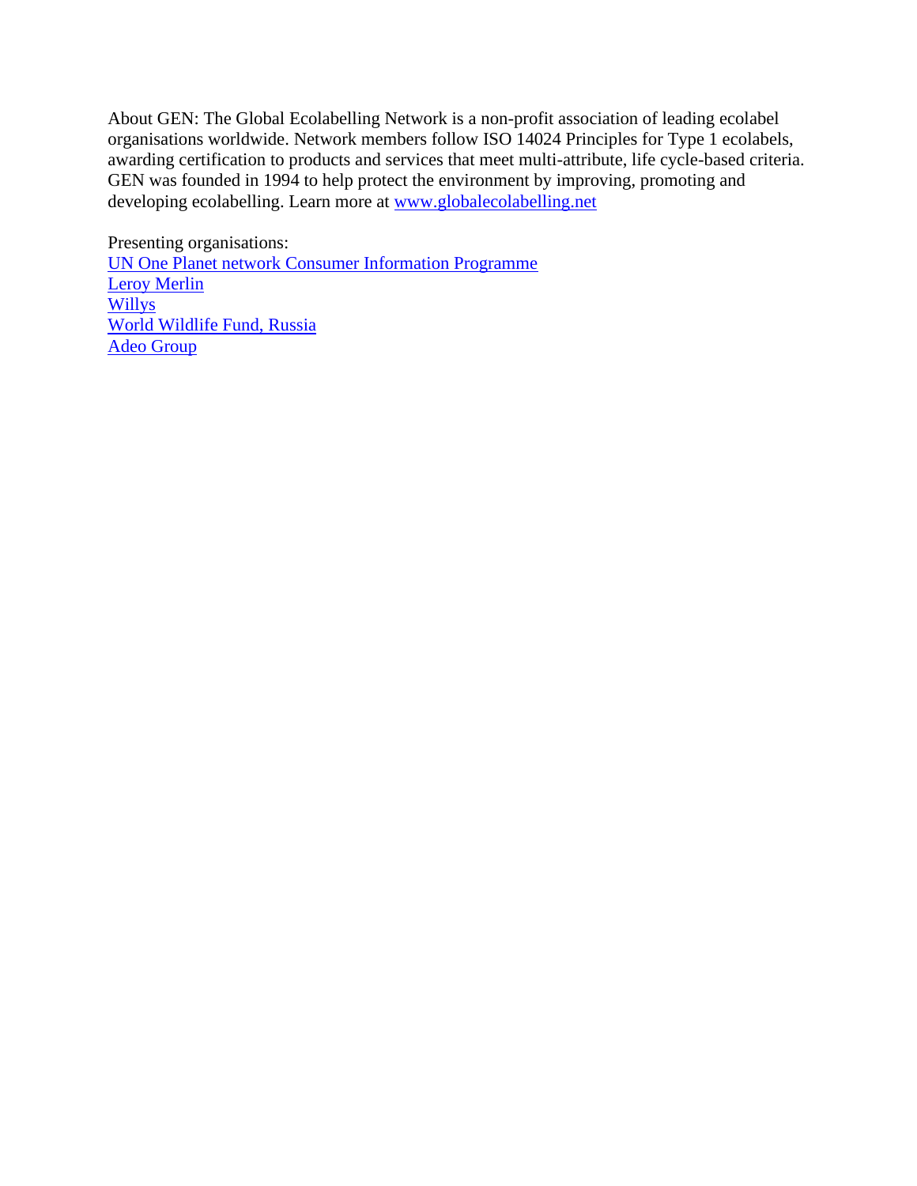About GEN: The Global Ecolabelling Network is a non-profit association of leading ecolabel organisations worldwide. Network members follow ISO 14024 Principles for Type 1 ecolabels, awarding certification to products and services that meet multi-attribute, life cycle-based criteria. GEN was founded in 1994 to help protect the environment by improving, promoting and developing ecolabelling. Learn more at www.globalecolabelling.net

Presenting organisations:
UN One Planet network Consumer Information Programme
Leroy Merlin
Willys
World Wildlife Fund, Russia
Adeo Group